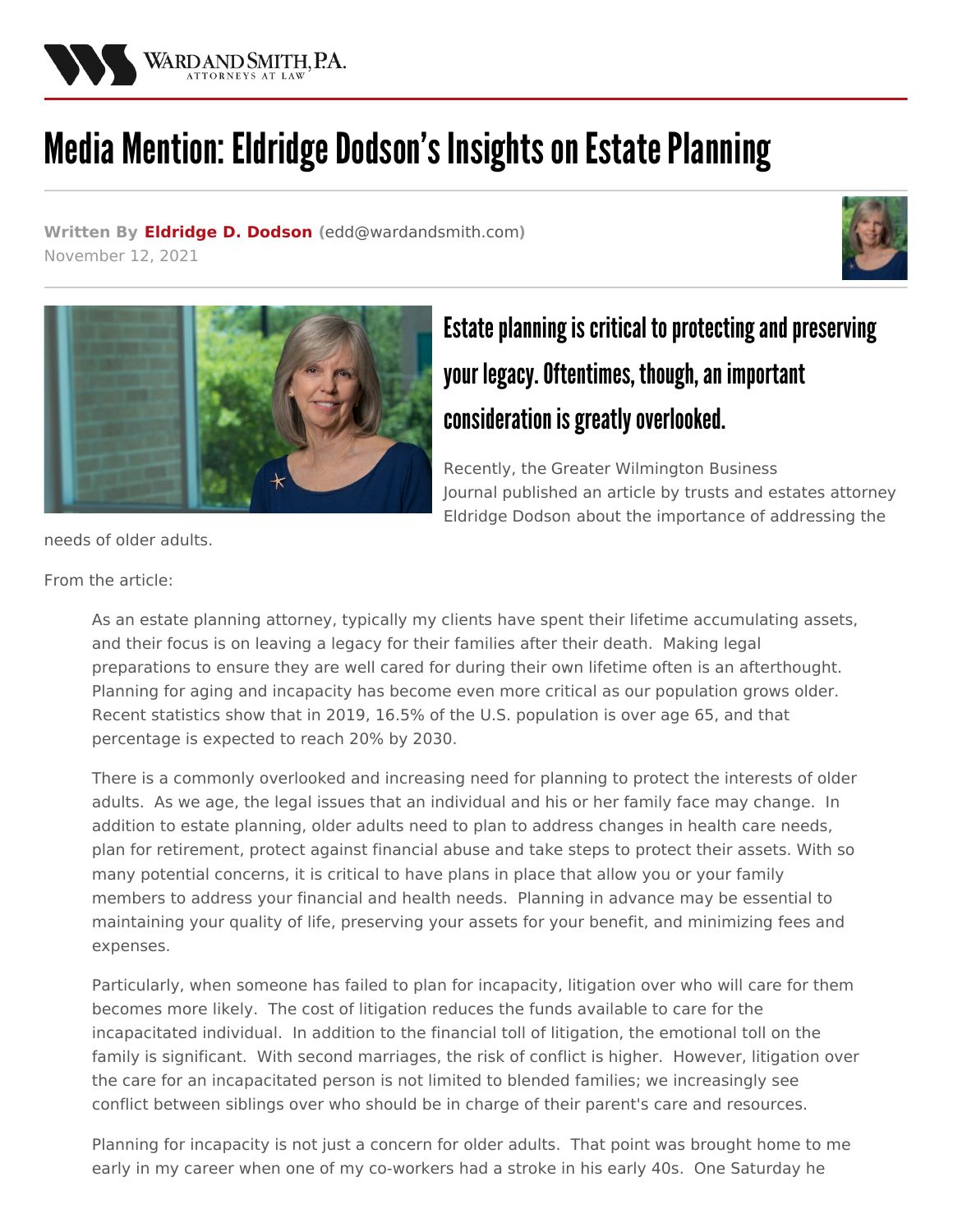# Media Mention: Eldridge Dodson's Insights on Estate Planning

**Written By Eldridge D. Dodson** (edd@wardandsmith.com)
November 12, 2021

## Estate planning is critical to protecting and preserving your legacy. Oftentimes, though, an important consideration is greatly overlooked.

Recently, the Greater Wilmington Business Journal published an article by trusts and estates attorney Eldridge Dodson about the importance of addressing the needs of older adults.

From the article:

> As an estate planning attorney, typically my clients have spent their lifetime accumulating assets, and their focus is on leaving a legacy for their families after their death. Making legal preparations to ensure they are well cared for during their own lifetime often is an afterthought. Planning for aging and incapacity has become even more critical as our population grows older. Recent statistics show that in 2019, 16.5% of the U.S. population is over age 65, and that percentage is expected to reach 20% by 2030.
>
> There is a commonly overlooked and increasing need for planning to protect the interests of older adults. As we age, the legal issues that an individual and his or her family face may change. In addition to estate planning, older adults need to plan to address changes in health care needs, plan for retirement, protect against financial abuse and take steps to protect their assets. With so many potential concerns, it is critical to have plans in place that allow you or your family members to address your financial and health needs. Planning in advance may be essential to maintaining your quality of life, preserving your assets for your benefit, and minimizing fees and expenses.
>
> Particularly, when someone has failed to plan for incapacity, litigation over who will care for them becomes more likely. The cost of litigation reduces the funds available to care for the incapacitated individual. In addition to the financial toll of litigation, the emotional toll on the family is significant. With second marriages, the risk of conflict is higher. However, litigation over the care for an incapacitated person is not limited to blended families; we increasingly see conflict between siblings over who should be in charge of their parent's care and resources.
>
> Planning for incapacity is not just a concern for older adults. That point was brought home to me early in my career when one of my co-workers had a stroke in his early 40s. One Saturday he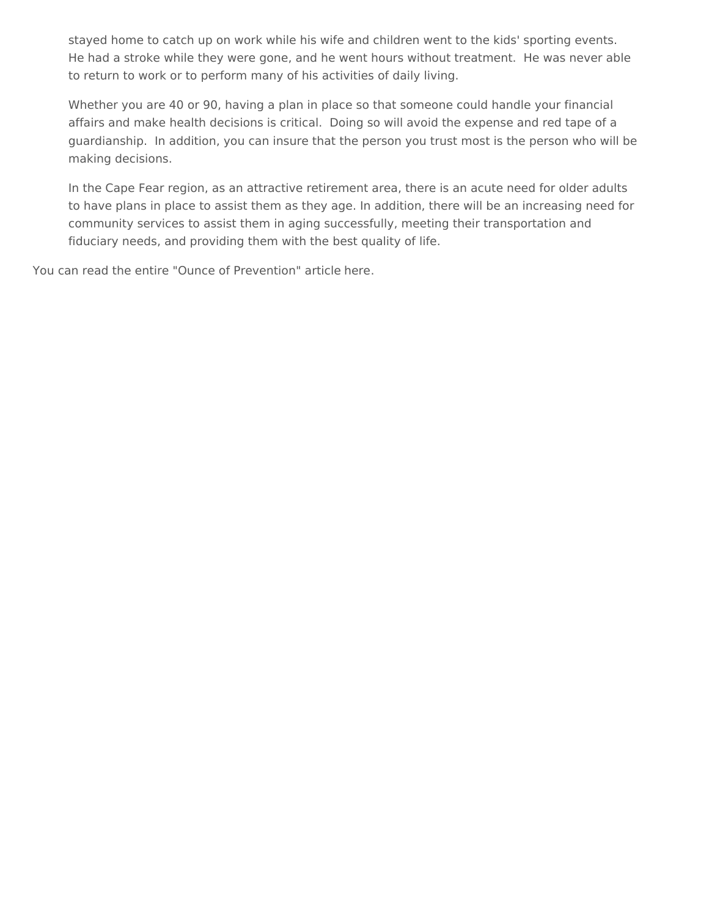stayed home to catch up on work while his wife and children went to the kids' sporting events. He had a stroke while they were gone, and he went hours without treatment. He was never able to return to work or to perform many of his activities of daily living.

> Whether you are 40 or 90, having a plan in place so that someone could handle your financial affairs and make health decisions is critical. Doing so will avoid the expense and red tape of a guardianship. In addition, you can insure that the person you trust most is the person who will be making decisions.
>
> In the Cape Fear region, as an attractive retirement area, there is an acute need for older adults to have plans in place to assist them as they age. In addition, there will be an increasing need for community services to assist them in aging successfully, meeting their transportation and fiduciary needs, and providing them with the best quality of life.

You can read the entire "Ounce of Prevention" article here.